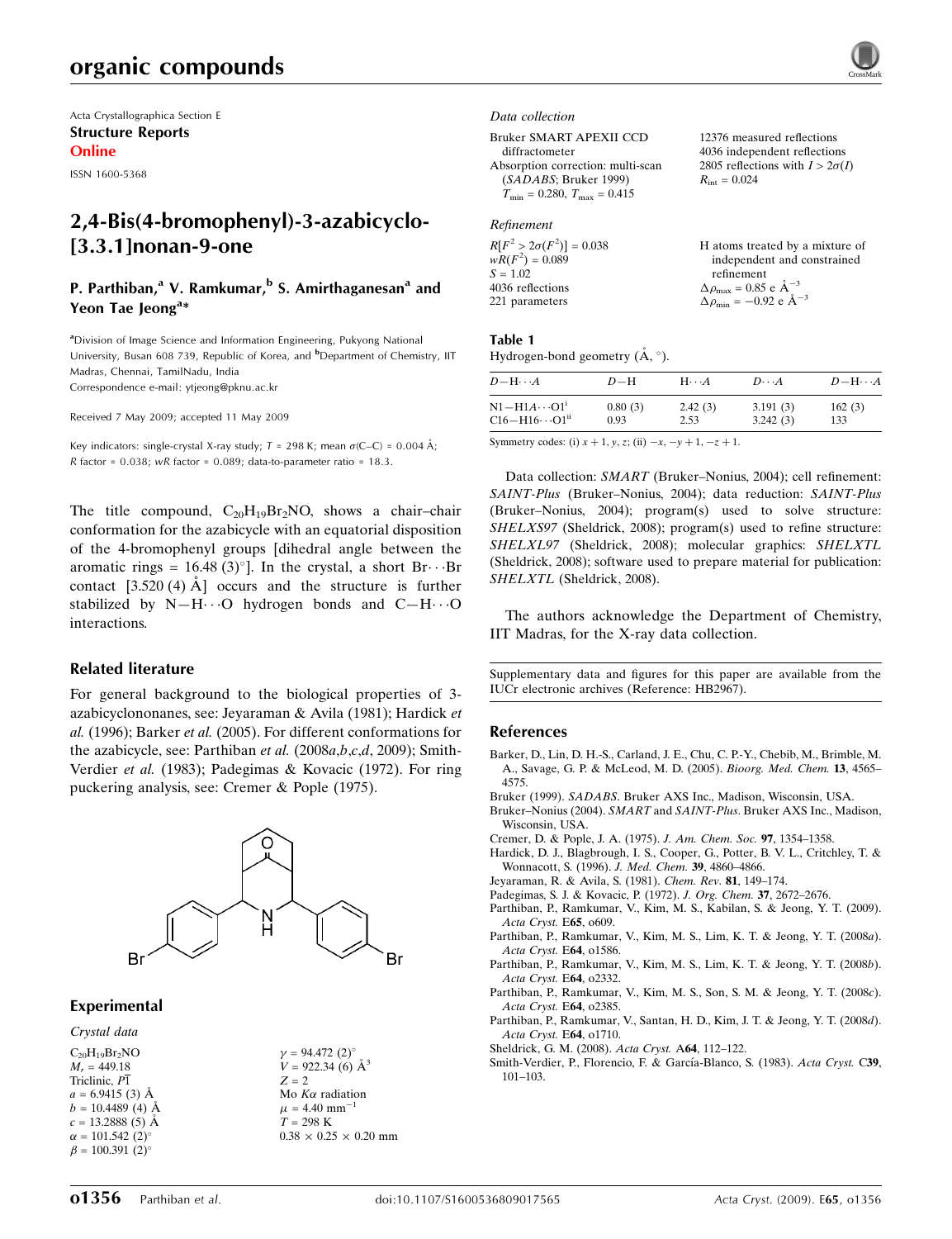Acta Crystallographica Section E
**Structure Reports Online**
ISSN 1600-5368

# 2,4-Bis(4-bromophenyl)-3-azabicyclo[3.3.1]nonan-9-one

**P. Parthiban,[a] V. Ramkumar,[b] S. Amirthaganesan[a] and Yeon Tae Jeong[a]***

[a]Division of Image Science and Information Engineering, Pukyong National University, Busan 608 739, Republic of Korea, and [b]Department of Chemistry, IIT Madras, Chennai, TamilNadu, India
Correspondence e-mail: ytjeong@pknu.ac.kr

Received 7 May 2009; accepted 11 May 2009

Key indicators: single-crystal X-ray study; $T = 298$ K; mean $\sigma$(C–C) = 0.004 Å; $R$ factor = 0.038; $wR$ factor = 0.089; data-to-parameter ratio = 18.3.

The title compound, $C_{20}H_{19}Br_2NO$, shows a chair–chair conformation for the azabicycle with an equatorial disposition of the 4-bromophenyl groups [dihedral angle between the aromatic rings = 16.48 (3)°]. In the crystal, a short Br⋯Br contact [3.520 (4) Å] occurs and the structure is further stabilized by N—H⋯O hydrogen bonds and C—H⋯O interactions.

## Related literature

For general background to the biological properties of 3-azabicyclononanes, see: Jeyaraman & Avila (1981); Hardick *et al.* (1996); Barker *et al.* (2005). For different conformations for the azabicycle, see: Parthiban *et al.* (2008*a*,*b*,*c*,*d*, 2009); Smith-Verdier *et al.* (1983); Padegimas & Kovacic (1972). For ring puckering analysis, see: Cremer & Pople (1975).

## Experimental

### Crystal data

$C_{20}H_{19}Br_2NO$
$M_r = 449.18$
Triclinic, $P\overline{1}$
$a = 6.9415$ (3) Å
$b = 10.4489$ (4) Å
$c = 13.2888$ (5) Å
$\alpha = 101.542$ (2)°
$\beta = 100.391$ (2)°
$\gamma = 94.472$ (2)°
$V = 922.34$ (6) Å$^3$
$Z = 2$
Mo $K\alpha$ radiation
$\mu = 4.40$ mm$^{-1}$
$T = 298$ K
0.38 × 0.25 × 0.20 mm

### Data collection

Bruker SMART APEXII CCD diffractometer
Absorption correction: multi-scan (*SADABS*; Bruker 1999)
$T_{min} = 0.280$, $T_{max} = 0.415$
12376 measured reflections
4036 independent reflections
2805 reflections with $I > 2\sigma(I)$
$R_{int} = 0.024$

### Refinement

$R[F^2 > 2\sigma(F^2)] = 0.038$
$wR(F^2) = 0.089$
$S = 1.02$
4036 reflections
221 parameters
H atoms treated by a mixture of independent and constrained refinement
$\Delta\rho_{max} = 0.85$ e Å$^{-3}$
$\Delta\rho_{min} = -0.92$ e Å$^{-3}$

**Table 1**
Hydrogen-bond geometry (Å, °).

| $D$—H⋯$A$ | $D$—H | H⋯$A$ | $D$⋯$A$ | $D$—H⋯$A$ |
|---|---|---|---|---|
| N1—H1A⋯O1[i] | 0.80 (3) | 2.42 (3) | 3.191 (3) | 162 (3) |
| C16—H16⋯O1[ii] | 0.93 | 2.53 | 3.242 (3) | 133 |

Symmetry codes: (i) $x + 1, y, z$; (ii) $-x, -y + 1, -z + 1$.

Data collection: *SMART* (Bruker–Nonius, 2004); cell refinement: *SAINT-Plus* (Bruker–Nonius, 2004); data reduction: *SAINT-Plus* (Bruker–Nonius, 2004); program(s) used to solve structure: *SHELXS97* (Sheldrick, 2008); program(s) used to refine structure: *SHELXL97* (Sheldrick, 2008); molecular graphics: *SHELXTL* (Sheldrick, 2008); software used to prepare material for publication: *SHELXTL* (Sheldrick, 2008).

The authors acknowledge the Department of Chemistry, IIT Madras, for the X-ray data collection.

Supplementary data and figures for this paper are available from the IUCr electronic archives (Reference: HB2967).

## References

Barker, D., Lin, D. H.-S., Carland, J. E., Chu, C. P.-Y., Chebib, M., Brimble, M. A., Savage, G. P. & McLeod, M. D. (2005). *Bioorg. Med. Chem.* **13**, 4565–4575.
Bruker (1999). *SADABS*. Bruker AXS Inc., Madison, Wisconsin, USA.
Bruker–Nonius (2004). *SMART* and *SAINT-Plus*. Bruker AXS Inc., Madison, Wisconsin, USA.
Cremer, D. & Pople, J. A. (1975). *J. Am. Chem. Soc.* **97**, 1354–1358.
Hardick, D. J., Blagbrough, I. S., Cooper, G., Potter, B. V. L., Critchley, T. & Wonnacott, S. (1996). *J. Med. Chem.* **39**, 4860–4866.
Jeyaraman, R. & Avila, S. (1981). *Chem. Rev.* **81**, 149–174.
Padegimas, S. J. & Kovacic, P. (1972). *J. Org. Chem.* **37**, 2672–2676.
Parthiban, P., Ramkumar, V., Kim, M. S., Kabilan, S. & Jeong, Y. T. (2009). *Acta Cryst.* E**65**, o609.
Parthiban, P., Ramkumar, V., Kim, M. S., Lim, K. T. & Jeong, Y. T. (2008*a*). *Acta Cryst.* E**64**, o1586.
Parthiban, P., Ramkumar, V., Kim, M. S., Lim, K. T. & Jeong, Y. T. (2008*b*). *Acta Cryst.* E**64**, o2332.
Parthiban, P., Ramkumar, V., Kim, M. S., Son, S. M. & Jeong, Y. T. (2008*c*). *Acta Cryst.* E**64**, o2385.
Parthiban, P., Ramkumar, V., Santan, H. D., Kim, J. T. & Jeong, Y. T. (2008*d*). *Acta Cryst.* E**64**, o1710.
Sheldrick, G. M. (2008). *Acta Cryst.* A**64**, 112–122.
Smith-Verdier, P., Florencio, F. & García-Blanco, S. (1983). *Acta Cryst.* C**39**, 101–103.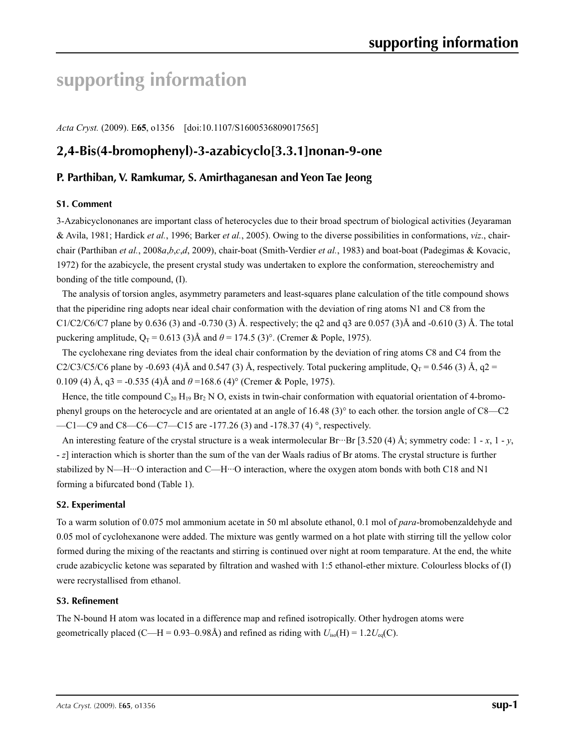# supporting information

*Acta Cryst.* (2009). E**65**, o1356 [doi:10.1107/S1600536809017565]

## 2,4-Bis(4-bromophenyl)-3-azabicyclo[3.3.1]nonan-9-one

### P. Parthiban, V. Ramkumar, S. Amirthaganesan and Yeon Tae Jeong

### S1. Comment

3-Azabicyclononanes are important class of heterocycles due to their broad spectrum of biological activities (Jeyaraman & Avila, 1981; Hardick *et al.*, 1996; Barker *et al.*, 2005). Owing to the diverse possibilities in conformations, *viz*., chair-chair (Parthiban *et al.*, 2008*a*,*b*,*c*,*d*, 2009), chair-boat (Smith-Verdier *et al.*, 1983) and boat-boat (Padegimas & Kovacic, 1972) for the azabicycle, the present crystal study was undertaken to explore the conformation, stereochemistry and bonding of the title compound, (I).

The analysis of torsion angles, asymmetry parameters and least-squares plane calculation of the title compound shows that the piperidine ring adopts near ideal chair conformation with the deviation of ring atoms N1 and C8 from the C1/C2/C6/C7 plane by 0.636 (3) and -0.730 (3) Å. respectively; the q2 and q3 are 0.057 (3)Å and -0.610 (3) Å. The total puckering amplitude, $Q_T$ = 0.613 (3)Å and $\theta$ = 174.5 (3)°. (Cremer & Pople, 1975).

The cyclohexane ring deviates from the ideal chair conformation by the deviation of ring atoms C8 and C4 from the C2/C3/C5/C6 plane by -0.693 (4)Å and 0.547 (3) Å, respectively. Total puckering amplitude, $Q_T$ = 0.546 (3) Å, q2 = 0.109 (4) Å, q3 = -0.535 (4)Å and $\theta$ =168.6 (4)° (Cremer & Pople, 1975).

Hence, the title compound $C_{20}H_{19}Br_2NO$, exists in twin-chair conformation with equatorial orientation of 4-bromo-phenyl groups on the heterocycle and are orientated at an angle of 16.48 (3)° to each other. the torsion angle of C8—C2—C1—C9 and C8—C6—C7—C15 are -177.26 (3) and -178.37 (4) °, respectively.

An interesting feature of the crystal structure is a weak intermolecular Br···Br [3.520 (4) Å; symmetry code: 1 - *x*, 1 - *y*, - *z*] interaction which is shorter than the sum of the van der Waals radius of Br atoms. The crystal structure is further stabilized by N—H···O interaction and C—H···O interaction, where the oxygen atom bonds with both C18 and N1 forming a bifurcated bond (Table 1).

### S2. Experimental

To a warm solution of 0.075 mol ammonium acetate in 50 ml absolute ethanol, 0.1 mol of *para*-bromobenzaldehyde and 0.05 mol of cyclohexanone were added. The mixture was gently warmed on a hot plate with stirring till the yellow color formed during the mixing of the reactants and stirring is continued over night at room temparature. At the end, the white crude azabicyclic ketone was separated by filtration and washed with 1:5 ethanol-ether mixture. Colourless blocks of (I) were recrystallised from ethanol.

### S3. Refinement

The N-bound H atom was located in a difference map and refined isotropically. Other hydrogen atoms were geometrically placed (C—H = 0.93–0.98Å) and refined as riding with $U_{iso}$(H) = 1.2$U_{eq}$(C).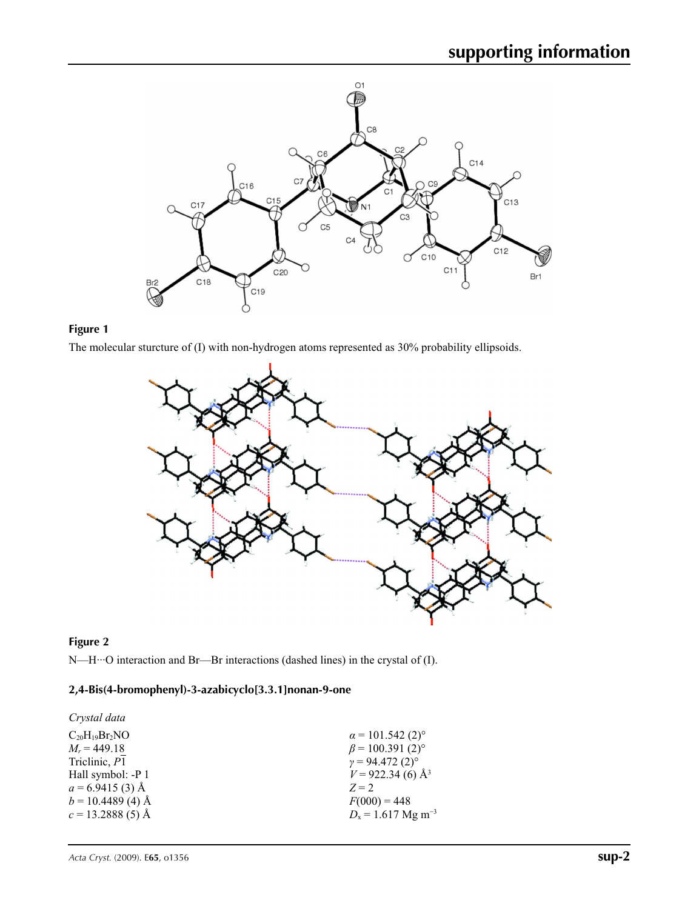**Figure 1**

The molecular sturcture of (I) with non-hydrogen atoms represented as 30% probability ellipsoids.

**Figure 2**

N—H···O interaction and Br—Br interactions (dashed lines) in the crystal of (I).

### 2,4-Bis(4-bromophenyl)-3-azabicyclo[3.3.1]nonan-9-one

*Crystal data*

$C_{20}H_{19}Br_2NO$
$M_r = 449.18$
Triclinic, $P\overline{1}$
Hall symbol: -P 1
$a = 6.9415$ (3) Å
$b = 10.4489$ (4) Å
$c = 13.2888$ (5) Å
$\alpha = 101.542$ (2)°
$\beta = 100.391$ (2)°
$\gamma = 94.472$ (2)°
$V = 922.34$ (6) Å$^3$
$Z = 2$
$F(000) = 448$
$D_x = 1.617$ Mg m$^{-3}$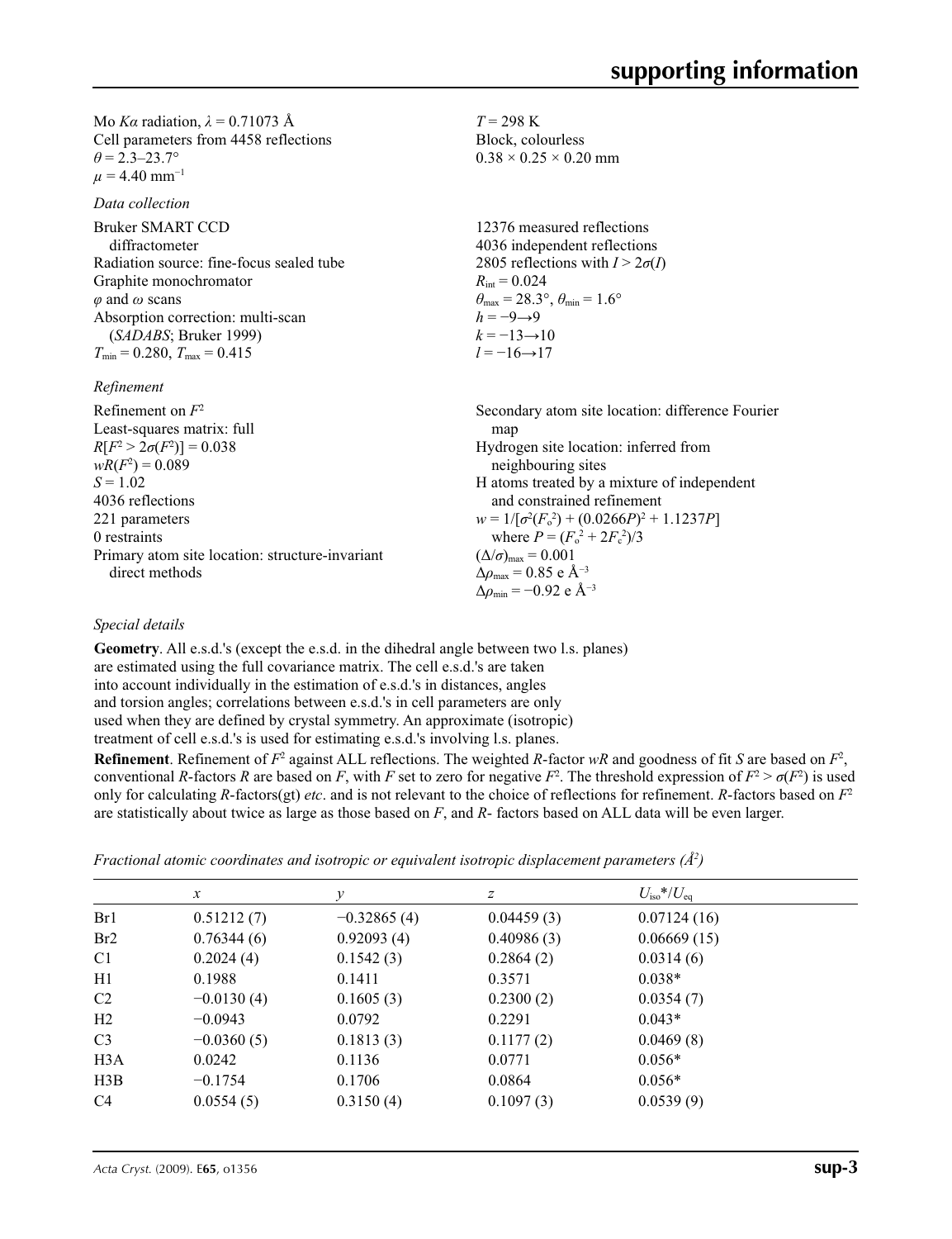Mo *Kα* radiation, $\lambda = 0.71073$ Å
Cell parameters from 4458 reflections
$\theta = 2.3–23.7°$
$\mu = 4.40$ mm$^{-1}$

$T = 298$ K
Block, colourless
$0.38 \times 0.25 \times 0.20$ mm

*Data collection*

Bruker SMART CCD diffractometer
Radiation source: fine-focus sealed tube
Graphite monochromator
$\varphi$ and $\omega$ scans
Absorption correction: multi-scan (*SADABS*; Bruker 1999)
$T_{min} = 0.280$, $T_{max} = 0.415$

12376 measured reflections
4036 independent reflections
2805 reflections with $I > 2\sigma(I)$
$R_{int} = 0.024$
$\theta_{max} = 28.3°$, $\theta_{min} = 1.6°$
$h = -9 \rightarrow 9$
$k = -13 \rightarrow 10$
$l = -16 \rightarrow 17$

*Refinement*

Refinement on $F^2$
Least-squares matrix: full
$R[F^2 > 2\sigma(F^2)] = 0.038$
$wR(F^2) = 0.089$
$S = 1.02$
4036 reflections
221 parameters
0 restraints
Primary atom site location: structure-invariant direct methods

Secondary atom site location: difference Fourier map
Hydrogen site location: inferred from neighbouring sites
H atoms treated by a mixture of independent and constrained refinement
$w = 1/[\sigma^2(F_o^2) + (0.0266P)^2 + 1.1237P]$
where $P = (F_o^2 + 2F_c^2)/3$
$(\Delta/\sigma)_{max} = 0.001$
$\Delta\rho_{max} = 0.85$ e Å$^{-3}$
$\Delta\rho_{min} = -0.92$ e Å$^{-3}$

*Special details*

**Geometry**. All e.s.d.'s (except the e.s.d. in the dihedral angle between two l.s. planes) are estimated using the full covariance matrix. The cell e.s.d.'s are taken into account individually in the estimation of e.s.d.'s in distances, angles and torsion angles; correlations between e.s.d.'s in cell parameters are only used when they are defined by crystal symmetry. An approximate (isotropic) treatment of cell e.s.d.'s is used for estimating e.s.d.'s involving l.s. planes.

**Refinement**. Refinement of $F^2$ against ALL reflections. The weighted *R*-factor *wR* and goodness of fit *S* are based on $F^2$, conventional *R*-factors *R* are based on *F*, with *F* set to zero for negative $F^2$. The threshold expression of $F^2 > \sigma(F^2)$ is used only for calculating *R*-factors(gt) *etc*. and is not relevant to the choice of reflections for refinement. *R*-factors based on $F^2$ are statistically about twice as large as those based on *F*, and *R*- factors based on ALL data will be even larger.

*Fractional atomic coordinates and isotropic or equivalent isotropic displacement parameters (Å$^2$)*

| | *x* | *y* | *z* | $U_{iso}$*/$U_{eq}$ |
|---|---|---|---|---|
| Br1 | 0.51212 (7) | −0.32865 (4) | 0.04459 (3) | 0.07124 (16) |
| Br2 | 0.76344 (6) | 0.92093 (4) | 0.40986 (3) | 0.06669 (15) |
| C1 | 0.2024 (4) | 0.1542 (3) | 0.2864 (2) | 0.0314 (6) |
| H1 | 0.1988 | 0.1411 | 0.3571 | 0.038* |
| C2 | −0.0130 (4) | 0.1605 (3) | 0.2300 (2) | 0.0354 (7) |
| H2 | −0.0943 | 0.0792 | 0.2291 | 0.043* |
| C3 | −0.0360 (5) | 0.1813 (3) | 0.1177 (2) | 0.0469 (8) |
| H3A | 0.0242 | 0.1136 | 0.0771 | 0.056* |
| H3B | −0.1754 | 0.1706 | 0.0864 | 0.056* |
| C4 | 0.0554 (5) | 0.3150 (4) | 0.1097 (3) | 0.0539 (9) |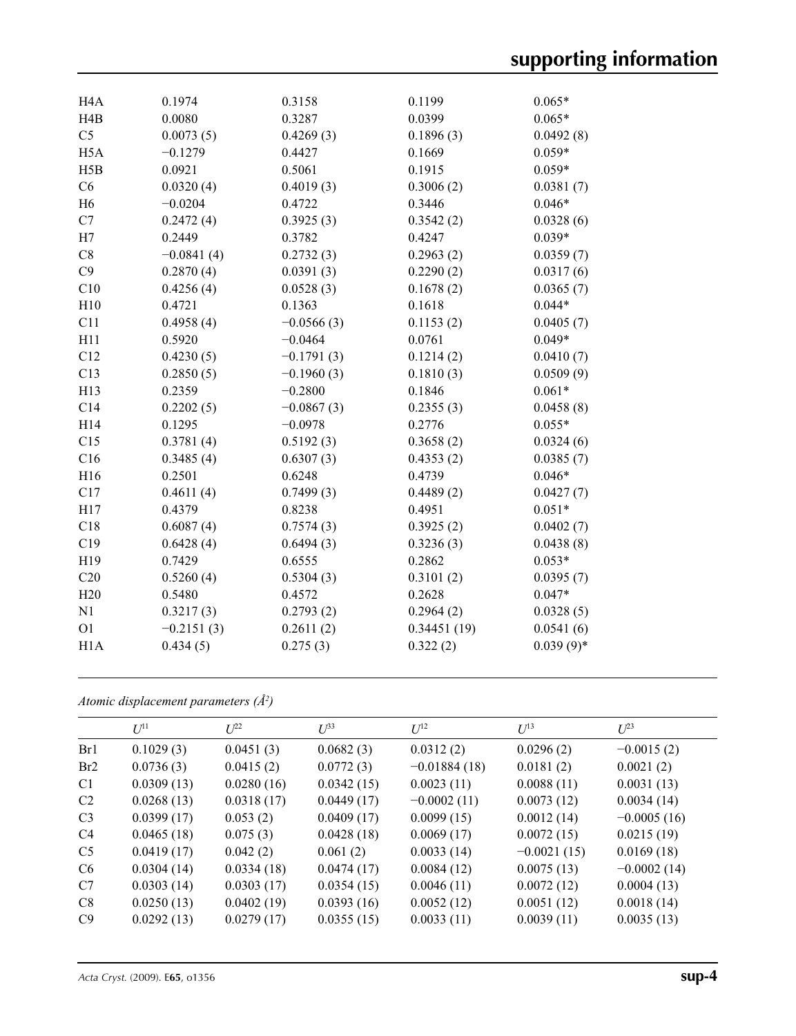| | | | | |
|---|---|---|---|---|
| H4A | 0.1974 | 0.3158 | 0.1199 | 0.065* |
| H4B | 0.0080 | 0.3287 | 0.0399 | 0.065* |
| C5 | 0.0073 (5) | 0.4269 (3) | 0.1896 (3) | 0.0492 (8) |
| H5A | −0.1279 | 0.4427 | 0.1669 | 0.059* |
| H5B | 0.0921 | 0.5061 | 0.1915 | 0.059* |
| C6 | 0.0320 (4) | 0.4019 (3) | 0.3006 (2) | 0.0381 (7) |
| H6 | −0.0204 | 0.4722 | 0.3446 | 0.046* |
| C7 | 0.2472 (4) | 0.3925 (3) | 0.3542 (2) | 0.0328 (6) |
| H7 | 0.2449 | 0.3782 | 0.4247 | 0.039* |
| C8 | −0.0841 (4) | 0.2732 (3) | 0.2963 (2) | 0.0359 (7) |
| C9 | 0.2870 (4) | 0.0391 (3) | 0.2290 (2) | 0.0317 (6) |
| C10 | 0.4256 (4) | 0.0528 (3) | 0.1678 (2) | 0.0365 (7) |
| H10 | 0.4721 | 0.1363 | 0.1618 | 0.044* |
| C11 | 0.4958 (4) | −0.0566 (3) | 0.1153 (2) | 0.0405 (7) |
| H11 | 0.5920 | −0.0464 | 0.0761 | 0.049* |
| C12 | 0.4230 (5) | −0.1791 (3) | 0.1214 (2) | 0.0410 (7) |
| C13 | 0.2850 (5) | −0.1960 (3) | 0.1810 (3) | 0.0509 (9) |
| H13 | 0.2359 | −0.2800 | 0.1846 | 0.061* |
| C14 | 0.2202 (5) | −0.0867 (3) | 0.2355 (3) | 0.0458 (8) |
| H14 | 0.1295 | −0.0978 | 0.2776 | 0.055* |
| C15 | 0.3781 (4) | 0.5192 (3) | 0.3658 (2) | 0.0324 (6) |
| C16 | 0.3485 (4) | 0.6307 (3) | 0.4353 (2) | 0.0385 (7) |
| H16 | 0.2501 | 0.6248 | 0.4739 | 0.046* |
| C17 | 0.4611 (4) | 0.7499 (3) | 0.4489 (2) | 0.0427 (7) |
| H17 | 0.4379 | 0.8238 | 0.4951 | 0.051* |
| C18 | 0.6087 (4) | 0.7574 (3) | 0.3925 (2) | 0.0402 (7) |
| C19 | 0.6428 (4) | 0.6494 (3) | 0.3236 (3) | 0.0438 (8) |
| H19 | 0.7429 | 0.6555 | 0.2862 | 0.053* |
| C20 | 0.5260 (4) | 0.5304 (3) | 0.3101 (2) | 0.0395 (7) |
| H20 | 0.5480 | 0.4572 | 0.2628 | 0.047* |
| N1 | 0.3217 (3) | 0.2793 (2) | 0.2964 (2) | 0.0328 (5) |
| O1 | −0.2151 (3) | 0.2611 (2) | 0.34451 (19) | 0.0541 (6) |
| H1A | 0.434 (5) | 0.275 (3) | 0.322 (2) | 0.039 (9)* |

*Atomic displacement parameters (Å²)*

| | $U^{11}$ | $U^{22}$ | $U^{33}$ | $U^{12}$ | $U^{13}$ | $U^{23}$ |
|---|---|---|---|---|---|---|
| Br1 | 0.1029 (3) | 0.0451 (3) | 0.0682 (3) | 0.0312 (2) | 0.0296 (2) | −0.0015 (2) |
| Br2 | 0.0736 (3) | 0.0415 (2) | 0.0772 (3) | −0.01884 (18) | 0.0181 (2) | 0.0021 (2) |
| C1 | 0.0309 (13) | 0.0280 (16) | 0.0342 (15) | 0.0023 (11) | 0.0088 (11) | 0.0031 (13) |
| C2 | 0.0268 (13) | 0.0318 (17) | 0.0449 (17) | −0.0002 (11) | 0.0073 (12) | 0.0034 (14) |
| C3 | 0.0399 (17) | 0.053 (2) | 0.0409 (17) | 0.0099 (15) | 0.0012 (14) | −0.0005 (16) |
| C4 | 0.0465 (18) | 0.075 (3) | 0.0428 (18) | 0.0069 (17) | 0.0072 (15) | 0.0215 (19) |
| C5 | 0.0419 (17) | 0.042 (2) | 0.061 (2) | 0.0033 (14) | −0.0021 (15) | 0.0169 (18) |
| C6 | 0.0304 (14) | 0.0334 (18) | 0.0474 (17) | 0.0084 (12) | 0.0075 (13) | −0.0002 (14) |
| C7 | 0.0303 (14) | 0.0303 (17) | 0.0354 (15) | 0.0046 (11) | 0.0072 (12) | 0.0004 (13) |
| C8 | 0.0250 (13) | 0.0402 (19) | 0.0393 (16) | 0.0052 (12) | 0.0051 (12) | 0.0018 (14) |
| C9 | 0.0292 (13) | 0.0279 (17) | 0.0355 (15) | 0.0033 (11) | 0.0039 (11) | 0.0035 (13) |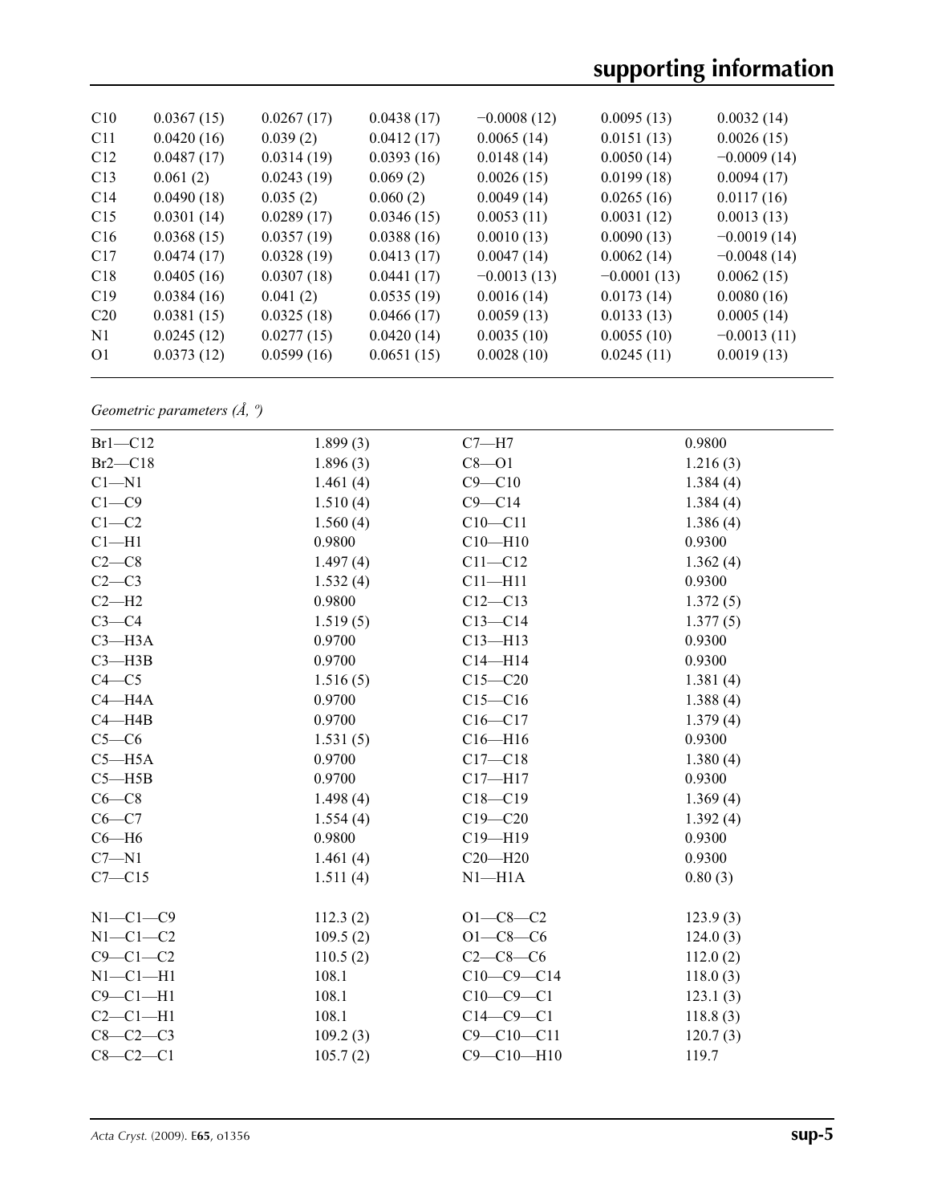| | | | | | | |
|---|---|---|---|---|---|---|
| C10 | 0.0367 (15) | 0.0267 (17) | 0.0438 (17) | −0.0008 (12) | 0.0095 (13) | 0.0032 (14) |
| C11 | 0.0420 (16) | 0.039 (2) | 0.0412 (17) | 0.0065 (14) | 0.0151 (13) | 0.0026 (15) |
| C12 | 0.0487 (17) | 0.0314 (19) | 0.0393 (16) | 0.0148 (14) | 0.0050 (14) | −0.0009 (14) |
| C13 | 0.061 (2) | 0.0243 (19) | 0.069 (2) | 0.0026 (15) | 0.0199 (18) | 0.0094 (17) |
| C14 | 0.0490 (18) | 0.035 (2) | 0.060 (2) | 0.0049 (14) | 0.0265 (16) | 0.0117 (16) |
| C15 | 0.0301 (14) | 0.0289 (17) | 0.0346 (15) | 0.0053 (11) | 0.0031 (12) | 0.0013 (13) |
| C16 | 0.0368 (15) | 0.0357 (19) | 0.0388 (16) | 0.0010 (13) | 0.0090 (13) | −0.0019 (14) |
| C17 | 0.0474 (17) | 0.0328 (19) | 0.0413 (17) | 0.0047 (14) | 0.0062 (14) | −0.0048 (14) |
| C18 | 0.0405 (16) | 0.0307 (18) | 0.0441 (17) | −0.0013 (13) | −0.0001 (13) | 0.0062 (15) |
| C19 | 0.0384 (16) | 0.041 (2) | 0.0535 (19) | 0.0016 (14) | 0.0173 (14) | 0.0080 (16) |
| C20 | 0.0381 (15) | 0.0325 (18) | 0.0466 (17) | 0.0059 (13) | 0.0133 (13) | 0.0005 (14) |
| N1 | 0.0245 (12) | 0.0277 (15) | 0.0420 (14) | 0.0035 (10) | 0.0055 (10) | −0.0013 (11) |
| O1 | 0.0373 (12) | 0.0599 (16) | 0.0651 (15) | 0.0028 (10) | 0.0245 (11) | 0.0019 (13) |

*Geometric parameters (Å, º)*

| | | | |
|---|---|---|---|
| Br1—C12 | 1.899 (3) | C7—H7 | 0.9800 |
| Br2—C18 | 1.896 (3) | C8—O1 | 1.216 (3) |
| C1—N1 | 1.461 (4) | C9—C10 | 1.384 (4) |
| C1—C9 | 1.510 (4) | C9—C14 | 1.384 (4) |
| C1—C2 | 1.560 (4) | C10—C11 | 1.386 (4) |
| C1—H1 | 0.9800 | C10—H10 | 0.9300 |
| C2—C8 | 1.497 (4) | C11—C12 | 1.362 (4) |
| C2—C3 | 1.532 (4) | C11—H11 | 0.9300 |
| C2—H2 | 0.9800 | C12—C13 | 1.372 (5) |
| C3—C4 | 1.519 (5) | C13—C14 | 1.377 (5) |
| C3—H3A | 0.9700 | C13—H13 | 0.9300 |
| C3—H3B | 0.9700 | C14—H14 | 0.9300 |
| C4—C5 | 1.516 (5) | C15—C20 | 1.381 (4) |
| C4—H4A | 0.9700 | C15—C16 | 1.388 (4) |
| C4—H4B | 0.9700 | C16—C17 | 1.379 (4) |
| C5—C6 | 1.531 (5) | C16—H16 | 0.9300 |
| C5—H5A | 0.9700 | C17—C18 | 1.380 (4) |
| C5—H5B | 0.9700 | C17—H17 | 0.9300 |
| C6—C8 | 1.498 (4) | C18—C19 | 1.369 (4) |
| C6—C7 | 1.554 (4) | C19—C20 | 1.392 (4) |
| C6—H6 | 0.9800 | C19—H19 | 0.9300 |
| C7—N1 | 1.461 (4) | C20—H20 | 0.9300 |
| C7—C15 | 1.511 (4) | N1—H1A | 0.80 (3) |
| | | | |
| N1—C1—C9 | 112.3 (2) | O1—C8—C2 | 123.9 (3) |
| N1—C1—C2 | 109.5 (2) | O1—C8—C6 | 124.0 (3) |
| C9—C1—C2 | 110.5 (2) | C2—C8—C6 | 112.0 (2) |
| N1—C1—H1 | 108.1 | C10—C9—C14 | 118.0 (3) |
| C9—C1—H1 | 108.1 | C10—C9—C1 | 123.1 (3) |
| C2—C1—H1 | 108.1 | C14—C9—C1 | 118.8 (3) |
| C8—C2—C3 | 109.2 (3) | C9—C10—C11 | 120.7 (3) |
| C8—C2—C1 | 105.7 (2) | C9—C10—H10 | 119.7 |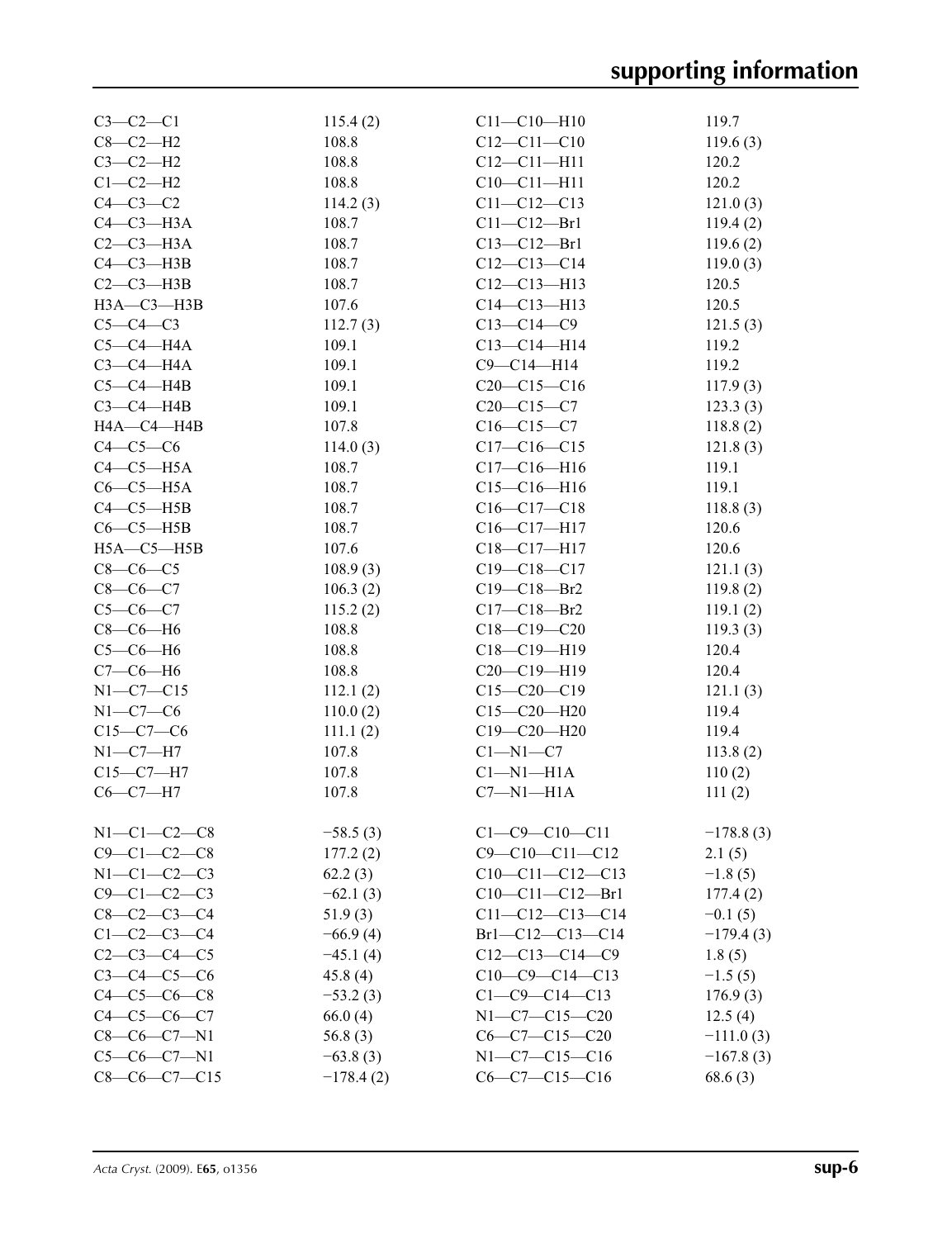| | | | |
|---|---|---|---|
| C3—C2—C1 | 115.4 (2) | C11—C10—H10 | 119.7 |
| C8—C2—H2 | 108.8 | C12—C11—C10 | 119.6 (3) |
| C3—C2—H2 | 108.8 | C12—C11—H11 | 120.2 |
| C1—C2—H2 | 108.8 | C10—C11—H11 | 120.2 |
| C4—C3—C2 | 114.2 (3) | C11—C12—C13 | 121.0 (3) |
| C4—C3—H3A | 108.7 | C11—C12—Br1 | 119.4 (2) |
| C2—C3—H3A | 108.7 | C13—C12—Br1 | 119.6 (2) |
| C4—C3—H3B | 108.7 | C12—C13—C14 | 119.0 (3) |
| C2—C3—H3B | 108.7 | C12—C13—H13 | 120.5 |
| H3A—C3—H3B | 107.6 | C14—C13—H13 | 120.5 |
| C5—C4—C3 | 112.7 (3) | C13—C14—C9 | 121.5 (3) |
| C5—C4—H4A | 109.1 | C13—C14—H14 | 119.2 |
| C3—C4—H4A | 109.1 | C9—C14—H14 | 119.2 |
| C5—C4—H4B | 109.1 | C20—C15—C16 | 117.9 (3) |
| C3—C4—H4B | 109.1 | C20—C15—C7 | 123.3 (3) |
| H4A—C4—H4B | 107.8 | C16—C15—C7 | 118.8 (2) |
| C4—C5—C6 | 114.0 (3) | C17—C16—C15 | 121.8 (3) |
| C4—C5—H5A | 108.7 | C17—C16—H16 | 119.1 |
| C6—C5—H5A | 108.7 | C15—C16—H16 | 119.1 |
| C4—C5—H5B | 108.7 | C16—C17—C18 | 118.8 (3) |
| C6—C5—H5B | 108.7 | C16—C17—H17 | 120.6 |
| H5A—C5—H5B | 107.6 | C18—C17—H17 | 120.6 |
| C8—C6—C5 | 108.9 (3) | C19—C18—C17 | 121.1 (3) |
| C8—C6—C7 | 106.3 (2) | C19—C18—Br2 | 119.8 (2) |
| C5—C6—C7 | 115.2 (2) | C17—C18—Br2 | 119.1 (2) |
| C8—C6—H6 | 108.8 | C18—C19—C20 | 119.3 (3) |
| C5—C6—H6 | 108.8 | C18—C19—H19 | 120.4 |
| C7—C6—H6 | 108.8 | C20—C19—H19 | 120.4 |
| N1—C7—C15 | 112.1 (2) | C15—C20—C19 | 121.1 (3) |
| N1—C7—C6 | 110.0 (2) | C15—C20—H20 | 119.4 |
| C15—C7—C6 | 111.1 (2) | C19—C20—H20 | 119.4 |
| N1—C7—H7 | 107.8 | C1—N1—C7 | 113.8 (2) |
| C15—C7—H7 | 107.8 | C1—N1—H1A | 110 (2) |
| C6—C7—H7 | 107.8 | C7—N1—H1A | 111 (2) |

| | | | |
|---|---|---|---|
| N1—C1—C2—C8 | −58.5 (3) | C1—C9—C10—C11 | −178.8 (3) |
| C9—C1—C2—C8 | 177.2 (2) | C9—C10—C11—C12 | 2.1 (5) |
| N1—C1—C2—C3 | 62.2 (3) | C10—C11—C12—C13 | −1.8 (5) |
| C9—C1—C2—C3 | −62.1 (3) | C10—C11—C12—Br1 | 177.4 (2) |
| C8—C2—C3—C4 | 51.9 (3) | C11—C12—C13—C14 | −0.1 (5) |
| C1—C2—C3—C4 | −66.9 (4) | Br1—C12—C13—C14 | −179.4 (3) |
| C2—C3—C4—C5 | −45.1 (4) | C12—C13—C14—C9 | 1.8 (5) |
| C3—C4—C5—C6 | 45.8 (4) | C10—C9—C14—C13 | −1.5 (5) |
| C4—C5—C6—C8 | −53.2 (3) | C1—C9—C14—C13 | 176.9 (3) |
| C4—C5—C6—C7 | 66.0 (4) | N1—C7—C15—C20 | 12.5 (4) |
| C8—C6—C7—N1 | 56.8 (3) | C6—C7—C15—C20 | −111.0 (3) |
| C5—C6—C7—N1 | −63.8 (3) | N1—C7—C15—C16 | −167.8 (3) |
| C8—C6—C7—C15 | −178.4 (2) | C6—C7—C15—C16 | 68.6 (3) |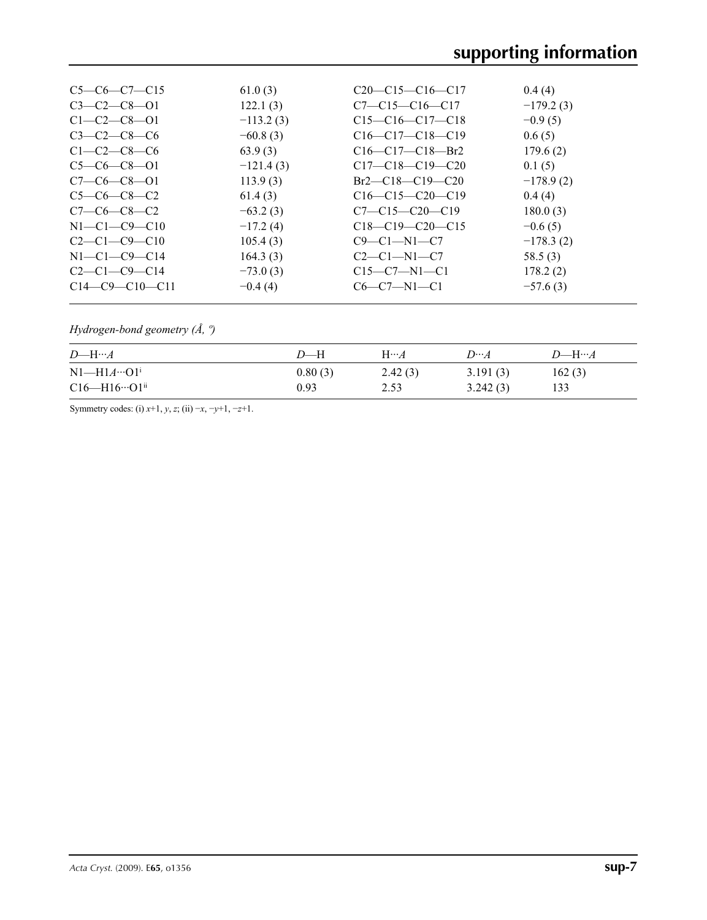| | | | |
|---|---|---|---|
| C5—C6—C7—C15 | 61.0 (3) | C20—C15—C16—C17 | 0.4 (4) |
| C3—C2—C8—O1 | 122.1 (3) | C7—C15—C16—C17 | −179.2 (3) |
| C1—C2—C8—O1 | −113.2 (3) | C15—C16—C17—C18 | −0.9 (5) |
| C3—C2—C8—C6 | −60.8 (3) | C16—C17—C18—C19 | 0.6 (5) |
| C1—C2—C8—C6 | 63.9 (3) | C16—C17—C18—Br2 | 179.6 (2) |
| C5—C6—C8—O1 | −121.4 (3) | C17—C18—C19—C20 | 0.1 (5) |
| C7—C6—C8—O1 | 113.9 (3) | Br2—C18—C19—C20 | −178.9 (2) |
| C5—C6—C8—C2 | 61.4 (3) | C16—C15—C20—C19 | 0.4 (4) |
| C7—C6—C8—C2 | −63.2 (3) | C7—C15—C20—C19 | 180.0 (3) |
| N1—C1—C9—C10 | −17.2 (4) | C18—C19—C20—C15 | −0.6 (5) |
| C2—C1—C9—C10 | 105.4 (3) | C9—C1—N1—C7 | −178.3 (2) |
| N1—C1—C9—C14 | 164.3 (3) | C2—C1—N1—C7 | 58.5 (3) |
| C2—C1—C9—C14 | −73.0 (3) | C15—C7—N1—C1 | 178.2 (2) |
| C14—C9—C10—C11 | −0.4 (4) | C6—C7—N1—C1 | −57.6 (3) |

*Hydrogen-bond geometry (Å, º)*

| *D*—H···*A* | *D*—H | H···*A* | *D*···*A* | *D*—H···*A* |
|---|---|---|---|---|
| N1—H1*A*···O1[i] | 0.80 (3) | 2.42 (3) | 3.191 (3) | 162 (3) |
| C16—H16···O1[ii] | 0.93 | 2.53 | 3.242 (3) | 133 |

Symmetry codes: (i) *x*+1, *y*, *z*; (ii) −*x*, −*y*+1, −*z*+1.